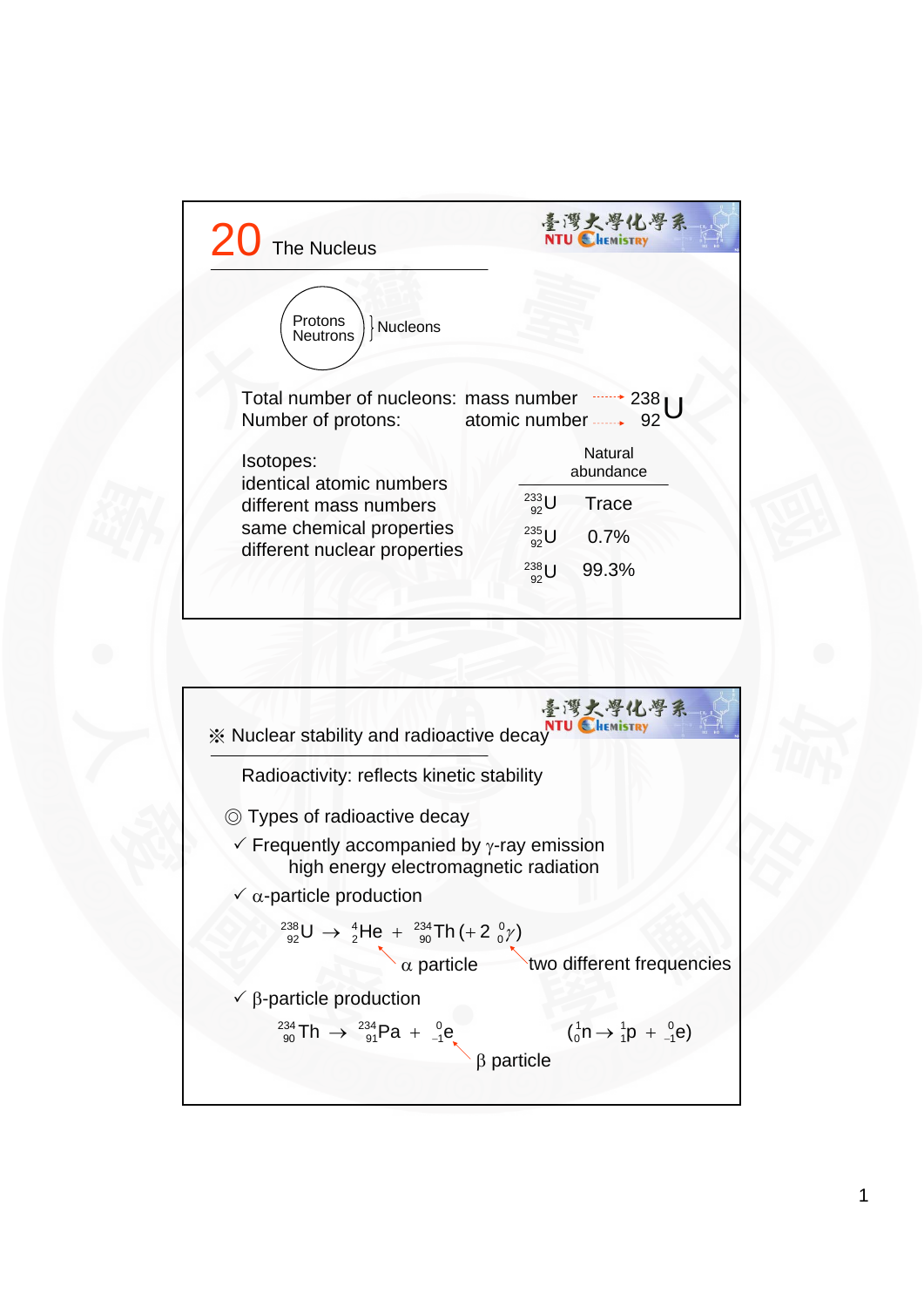# 20 The Nucleus

Protons, Neutrons } Nucleons

Total number of nucleons: mass number → 238

Number of protons: atomic number → 92

$$^{238}_{92}U$$

Isotopes:
identical atomic numbers
different mass numbers
same chemical properties
different nuclear properties

| | Natural abundance |
|---|---|
| $^{233}_{92}U$ | Trace |
| $^{235}_{92}U$ | 0.7% |
| $^{238}_{92}U$ | 99.3% |

## ※ Nuclear stability and radioactive decay

Radioactivity: reflects kinetic stability

◎ Types of radioactive decay

✓ Frequently accompanied by $\gamma$-ray emission
high energy electromagnetic radiation

✓ $\alpha$-particle production

$$^{238}_{92}U \rightarrow {}^{4}_{2}He + {}^{234}_{90}Th \; (+ 2\,{}^{0}_{0}\gamma)$$

$^{4}_{2}He$: $\alpha$ particle; $2\,{}^{0}_{0}\gamma$: two different frequencies

✓ $\beta$-particle production

$$^{234}_{90}Th \rightarrow {}^{234}_{91}Pa + {}^{0}_{-1}e \qquad ({}^{1}_{0}n \rightarrow {}^{1}_{1}p + {}^{0}_{-1}e)$$

$^{0}_{-1}e$: $\beta$ particle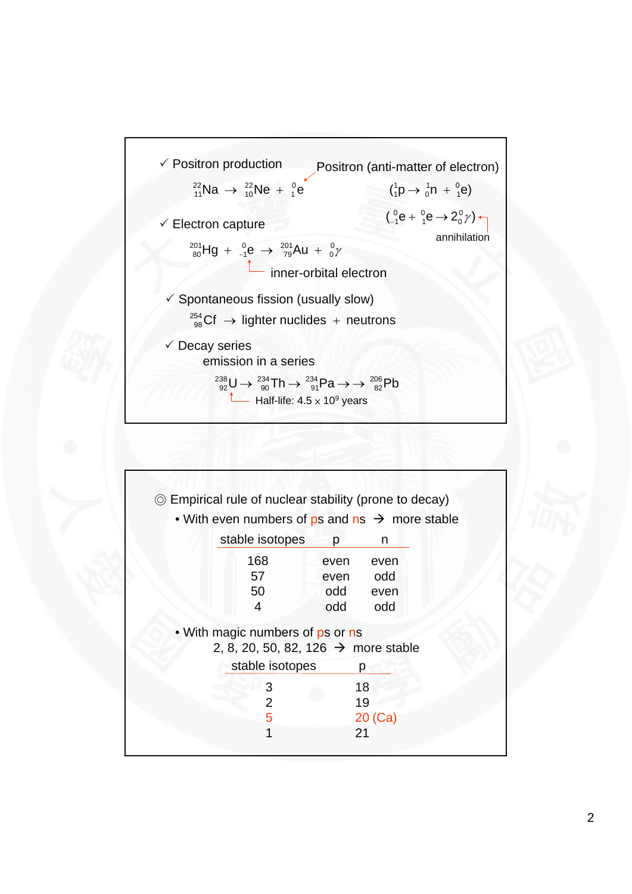✓ Positron production

$$^{22}_{11}Na \rightarrow \,^{22}_{10}Ne + \,^{0}_{1}e$$

Positron (anti-matter of electron)

$$(^{1}_{1}p \rightarrow \,^{1}_{0}n + \,^{0}_{1}e)$$

$$(^{0}_{-1}e + \,^{0}_{1}e \rightarrow 2\,^{0}_{0}\gamma)$$

annihilation

✓ Electron capture

$$^{201}_{80}Hg + \,^{0}_{-1}e \rightarrow \,^{201}_{79}Au + \,^{0}_{0}\gamma$$

inner-orbital electron

✓ Spontaneous fission (usually slow)

$$^{254}_{98}Cf \rightarrow \text{lighter nuclides} + \text{neutrons}$$

✓ Decay series

emission in a series

$$^{238}_{92}U \rightarrow \,^{234}_{90}Th \rightarrow \,^{234}_{91}Pa \rightarrow \rightarrow \,^{206}_{82}Pb$$

Half-life: $4.5 \times 10^{9}$ years

---

◎ Empirical rule of nuclear stability (prone to decay)

- With even numbers of ps and ns → more stable

| stable isotopes | p | n |
|---|---|---|
| 168 | even | even |
| 57 | even | odd |
| 50 | odd | even |
| 4 | odd | odd |

- With magic numbers of ps or ns

  2, 8, 20, 50, 82, 126 → more stable

| stable isotopes | p |
|---|---|
| 3 | 18 |
| 2 | 19 |
| 5 | 20 (Ca) |
| 1 | 21 |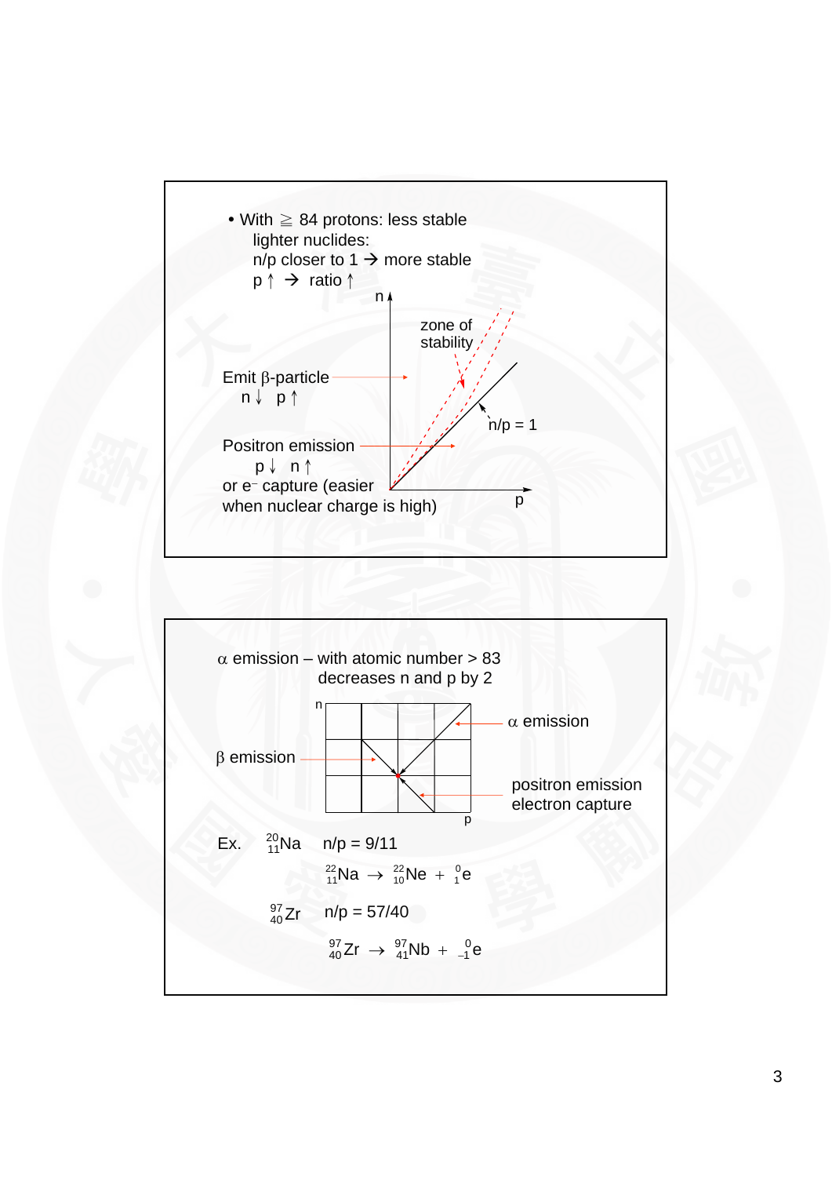- With ≧ 84 protons: less stable

  lighter nuclides:

  n/p closer to 1 → more stable

  p ↑ → ratio ↑

n

zone of stability

Emit β-particle

n ↓ p ↑

n/p = 1

Positron emission

p ↓ n ↑

or $e^-$ capture (easier when nuclear charge is high)

p

---

α emission – with atomic number > 83

decreases n and p by 2

n

α emission

β emission

positron emission

electron capture

p

Ex. $^{20}_{11}Na$ n/p = 9/11

$$^{22}_{11}Na \rightarrow \, ^{22}_{10}Ne + \, ^{0}_{1}e$$

$^{97}_{40}Zr$ n/p = 57/40

$$^{97}_{40}Zr \rightarrow \, ^{97}_{41}Nb + \, ^{0}_{-1}e$$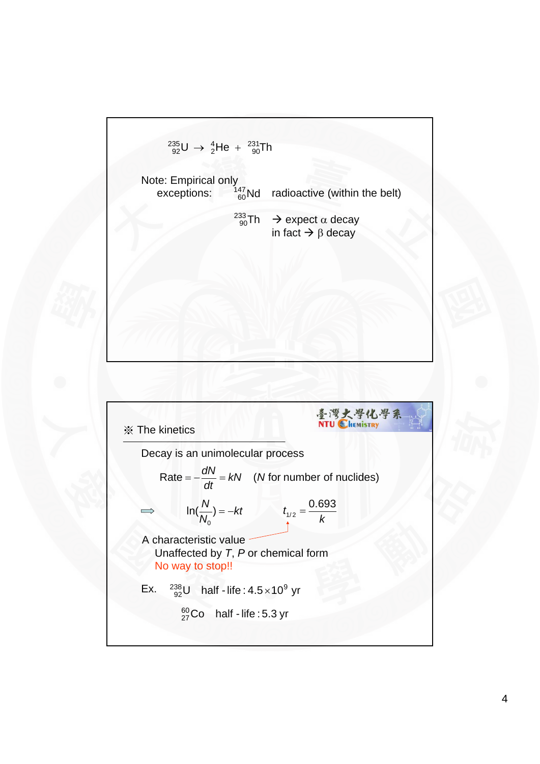$$^{235}_{92}\text{U} \rightarrow {}^{4}_{2}\text{He} + {}^{231}_{90}\text{Th}$$

Note: Empirical only

exceptions: $^{147}_{60}\text{Nd}$ radioactive (within the belt)

$^{233}_{90}\text{Th}$ → expect $\alpha$ decay
in fact → $\beta$ decay

※ The kinetics

Decay is an unimolecular process

$$\text{Rate} = -\frac{dN}{dt} = kN \quad (N \text{ for number of nuclides})$$

⇨ $\ln\left(\frac{N}{N_0}\right) = -kt$ $\qquad t_{1/2} = \frac{0.693}{k}$

A characteristic value

Unaffected by $T$, $P$ or chemical form

No way to stop!!

Ex. $^{238}_{92}\text{U}$ half-life: $4.5 \times 10^{9}$ yr

$^{60}_{27}\text{Co}$ half-life: 5.3 yr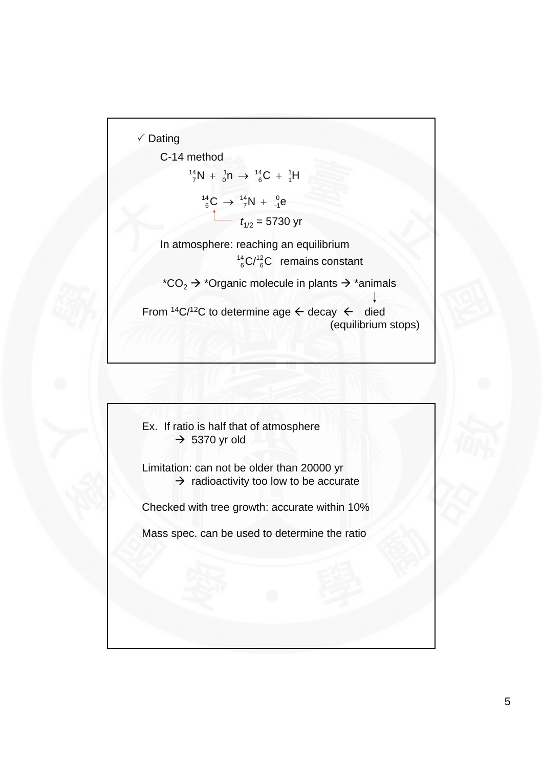✓ Dating

C-14 method

$$^{14}_{7}N + ^{1}_{0}n \rightarrow ^{14}_{6}C + ^{1}_{1}H$$

$$^{14}_{6}C \rightarrow ^{14}_{7}N + ^{0}_{-1}e$$

$t_{1/2}$ = 5730 yr

In atmosphere: reaching an equilibrium

$^{14}_{6}C/^{12}_{6}C$ remains constant

*$CO_2$ → *Organic molecule in plants → *animals

↓

From $^{14}C/^{12}C$ to determine age ← decay ← died (equilibrium stops)

Ex. If ratio is half that of atmosphere

→ 5370 yr old

Limitation: can not be older than 20000 yr

→ radioactivity too low to be accurate

Checked with tree growth: accurate within 10%

Mass spec. can be used to determine the ratio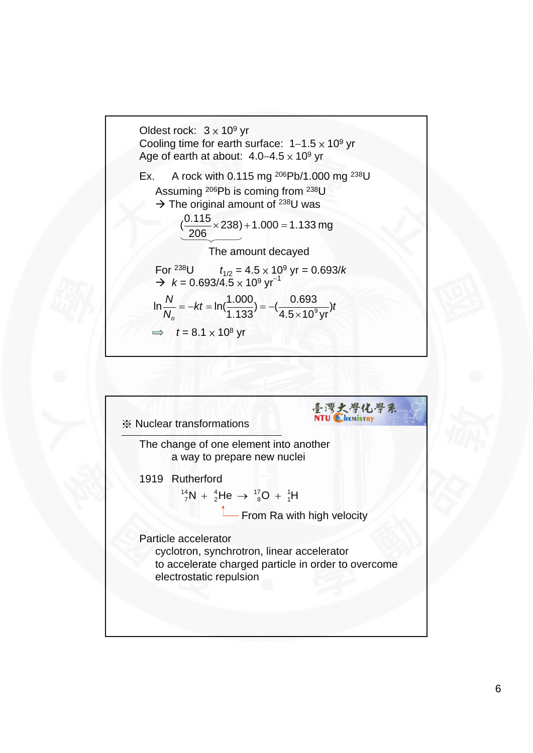Oldest rock: $3 \times 10^9$ yr
Cooling time for earth surface: $1\text{–}1.5 \times 10^9$ yr
Age of earth at about: $4.0\text{–}4.5 \times 10^9$ yr

Ex. A rock with 0.115 mg $^{206}$Pb/1.000 mg $^{238}$U

Assuming $^{206}$Pb is coming from $^{238}$U

→ The original amount of $^{238}$U was

$$\underbrace{\left(\frac{0.115}{206} \times 238\right)}_{\text{The amount decayed}} + 1.000 = 1.133\ \text{mg}$$

For $^{238}$U $\quad t_{1/2} = 4.5 \times 10^9$ yr $= 0.693/k$

→ $k = 0.693/4.5 \times 10^9\ \text{yr}^{-1}$

$$\ln\frac{N}{N_o} = -kt = \ln\left(\frac{1.000}{1.133}\right) = -\left(\frac{0.693}{4.5 \times 10^9\ \text{yr}}\right)t$$

⇨ $t = 8.1 \times 10^8$ yr

## ※ Nuclear transformations

臺灣大學化學系 NTU Chemistry

The change of one element into another

a way to prepare new nuclei

1919 Rutherford

$$^{14}_{7}\text{N} + {}^{4}_{2}\text{He} \rightarrow {}^{17}_{8}\text{O} + {}^{1}_{1}\text{H}$$

($^{4}_{2}$He) From Ra with high velocity

Particle accelerator

cyclotron, synchrotron, linear accelerator

to accelerate charged particle in order to overcome electrostatic repulsion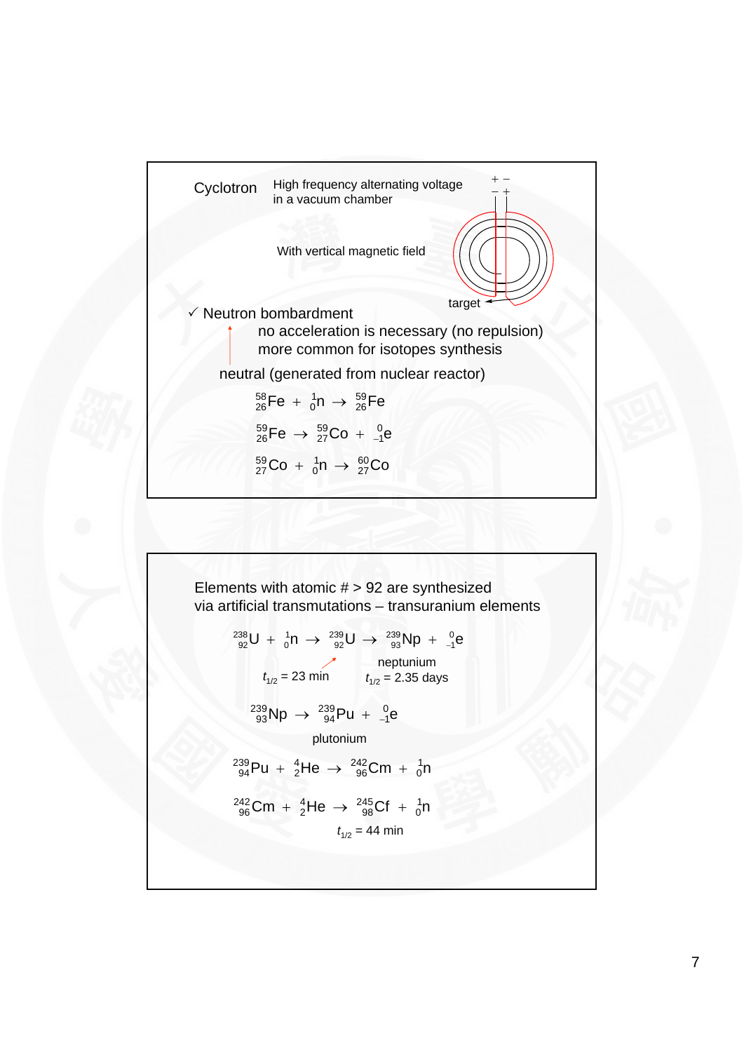Cyclotron

High frequency alternating voltage in a vacuum chamber

With vertical magnetic field

target

✓ Neutron bombardment

no acceleration is necessary (no repulsion)

more common for isotopes synthesis

neutral (generated from nuclear reactor)

$$^{58}_{26}\text{Fe} + ^{1}_{0}\text{n} \rightarrow ^{59}_{26}\text{Fe}$$

$$^{59}_{26}\text{Fe} \rightarrow ^{59}_{27}\text{Co} + ^{0}_{-1}\text{e}$$

$$^{59}_{27}\text{Co} + ^{1}_{0}\text{n} \rightarrow ^{60}_{27}\text{Co}$$

Elements with atomic # > 92 are synthesized via artificial transmutations – transuranium elements

$$^{238}_{92}\text{U} + ^{1}_{0}\text{n} \rightarrow ^{239}_{92}\text{U} \rightarrow ^{239}_{93}\text{Np} + ^{0}_{-1}\text{e}$$

$t_{1/2}$ = 23 min (for $^{239}_{92}\text{U}$)

neptunium: $t_{1/2}$ = 2.35 days

$$^{239}_{93}\text{Np} \rightarrow ^{239}_{94}\text{Pu} + ^{0}_{-1}\text{e}$$

plutonium

$$^{239}_{94}\text{Pu} + ^{4}_{2}\text{He} \rightarrow ^{242}_{96}\text{Cm} + ^{1}_{0}\text{n}$$

$$^{242}_{96}\text{Cm} + ^{4}_{2}\text{He} \rightarrow ^{245}_{98}\text{Cf} + ^{1}_{0}\text{n}$$

$t_{1/2}$ = 44 min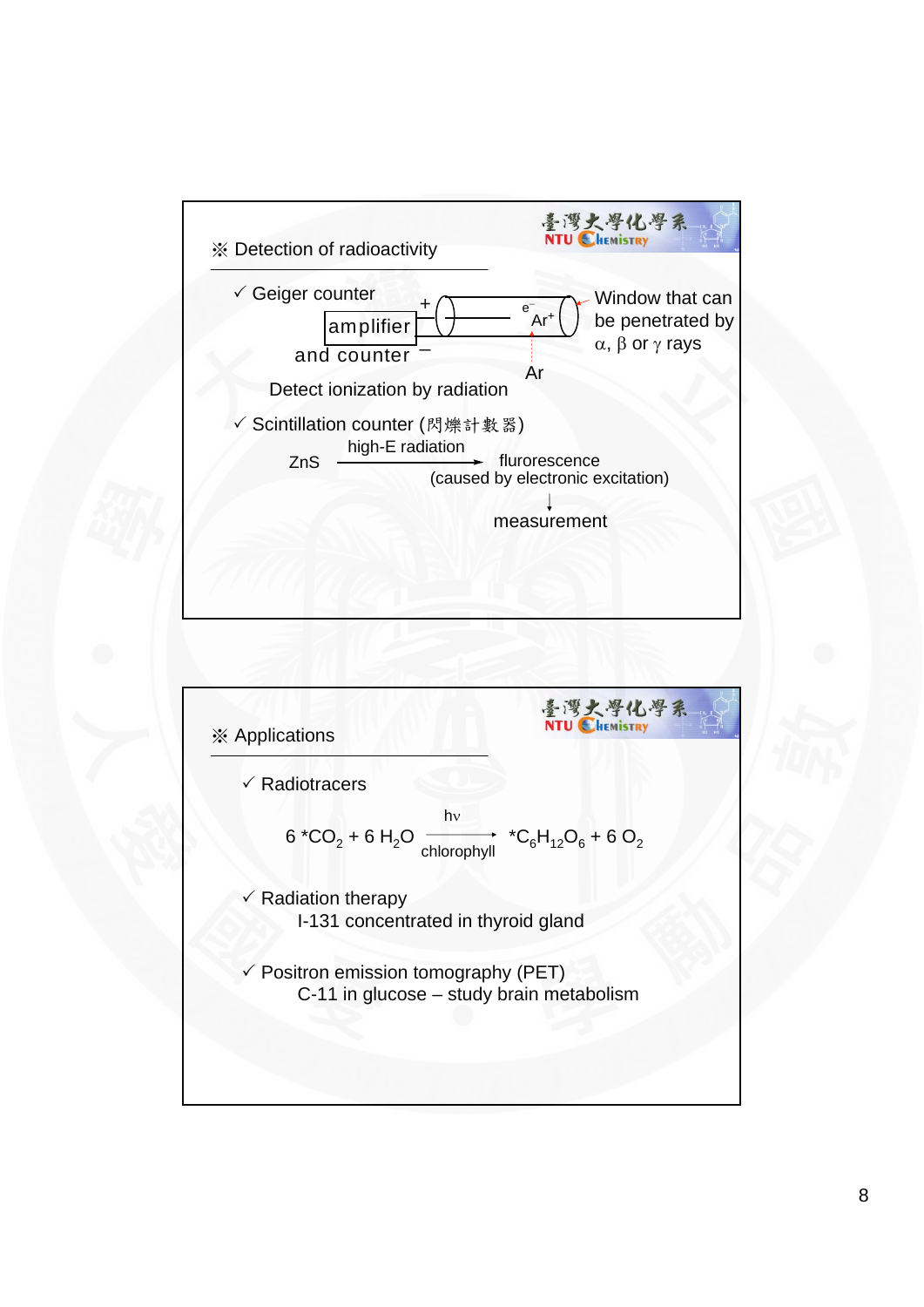## ※ Detection of radioactivity

✓ Geiger counter

amplifier and counter (+ / −)

$e^-$, $Ar^+$, Ar

Window that can be penetrated by α, β or γ rays

Detect ionization by radiation

✓ Scintillation counter (閃爍計數器)

$$ZnS \xrightarrow{\text{high-E radiation}} \text{flurorescence (caused by electronic excitation)} \rightarrow \text{measurement}$$

## ※ Applications

✓ Radiotracers

$$6\ {}^*CO_2 + 6\ H_2O \xrightarrow[\text{chlorophyll}]{h\nu} {}^*C_6H_{12}O_6 + 6\ O_2$$

✓ Radiation therapy

I-131 concentrated in thyroid gland

✓ Positron emission tomography (PET)

C-11 in glucose – study brain metabolism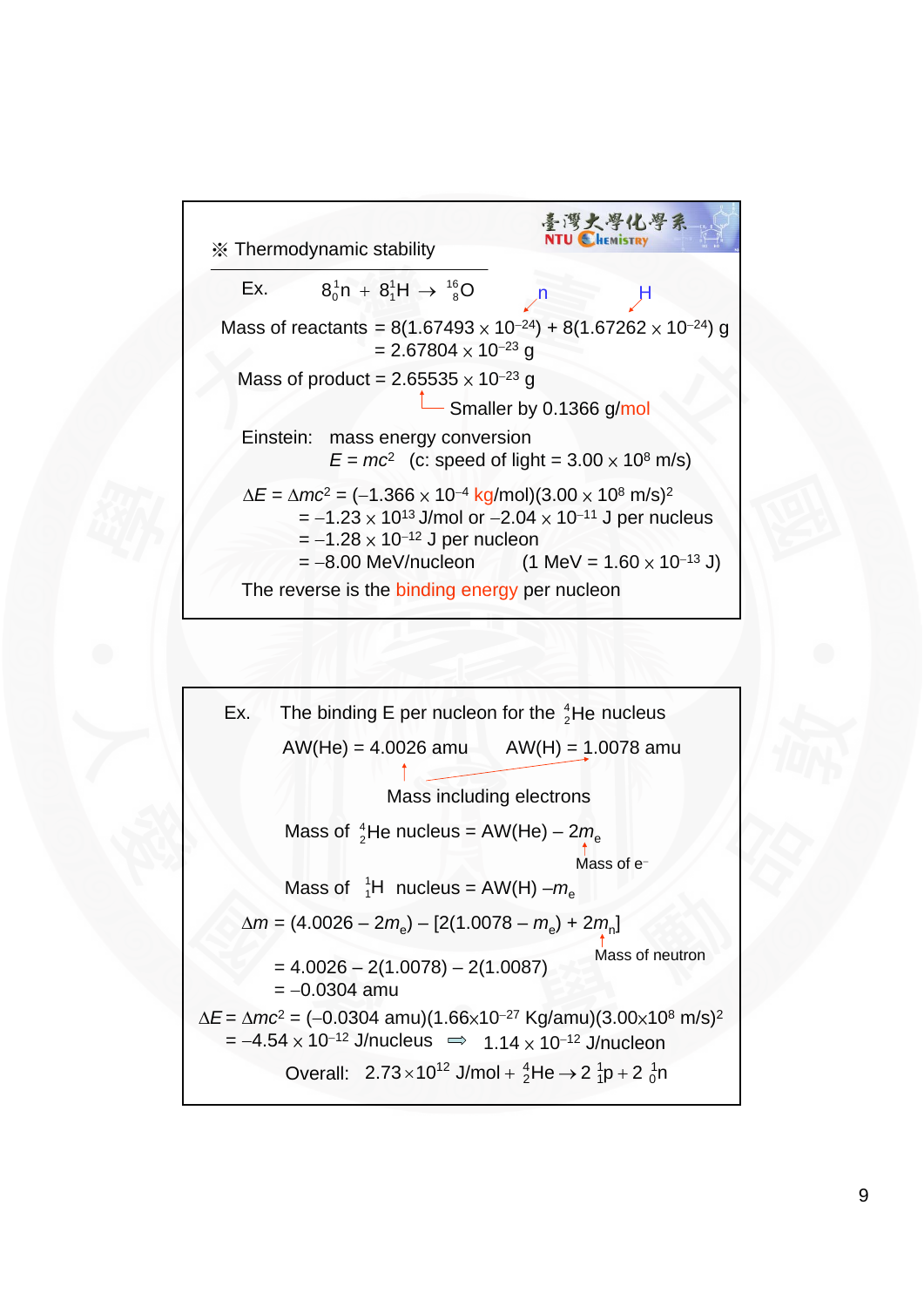※ Thermodynamic stability

Ex. $8\,{}^{1}_{0}n + 8\,{}^{1}_{1}H \rightarrow {}^{16}_{8}O$

Mass of reactants = $8(1.67493 \times 10^{-24}) + 8(1.67262 \times 10^{-24})$ g (n, H)

= $2.67804 \times 10^{-23}$ g

Mass of product = $2.65535 \times 10^{-23}$ g

Smaller by 0.1366 g/mol

Einstein: mass energy conversion

$E = mc^2$ (c: speed of light = $3.00 \times 10^{8}$ m/s)

$\Delta E = \Delta mc^2 = (-1.366 \times 10^{-4}\ \text{kg/mol})(3.00 \times 10^{8}\ \text{m/s})^2$

$= -1.23 \times 10^{13}$ J/mol or $-2.04 \times 10^{-11}$ J per nucleus

$= -1.28 \times 10^{-12}$ J per nucleon

$= -8.00$ MeV/nucleon (1 MeV = $1.60 \times 10^{-13}$ J)

The reverse is the binding energy per nucleon

---

Ex. The binding E per nucleon for the ${}^{4}_{2}He$ nucleus

AW(He) = 4.0026 amu AW(H) = 1.0078 amu

Mass including electrons

Mass of ${}^{4}_{2}He$ nucleus = AW(He) – $2m_e$ (Mass of $e^-$)

Mass of ${}^{1}_{1}H$ nucleus = AW(H) – $m_e$

$\Delta m = (4.0026 - 2m_e) - [2(1.0078 - m_e) + 2m_n]$ (Mass of neutron)

$= 4.0026 - 2(1.0078) - 2(1.0087)$

$= -0.0304$ amu

$\Delta E = \Delta mc^2 = (-0.0304\ \text{amu})(1.66 \times 10^{-27}\ \text{Kg/amu})(3.00 \times 10^{8}\ \text{m/s})^2$

$= -4.54 \times 10^{-12}$ J/nucleus $\Rightarrow$ $1.14 \times 10^{-12}$ J/nucleon

Overall: $2.73 \times 10^{12}\ \text{J/mol} + {}^{4}_{2}He \rightarrow 2\,{}^{1}_{1}p + 2\,{}^{1}_{0}n$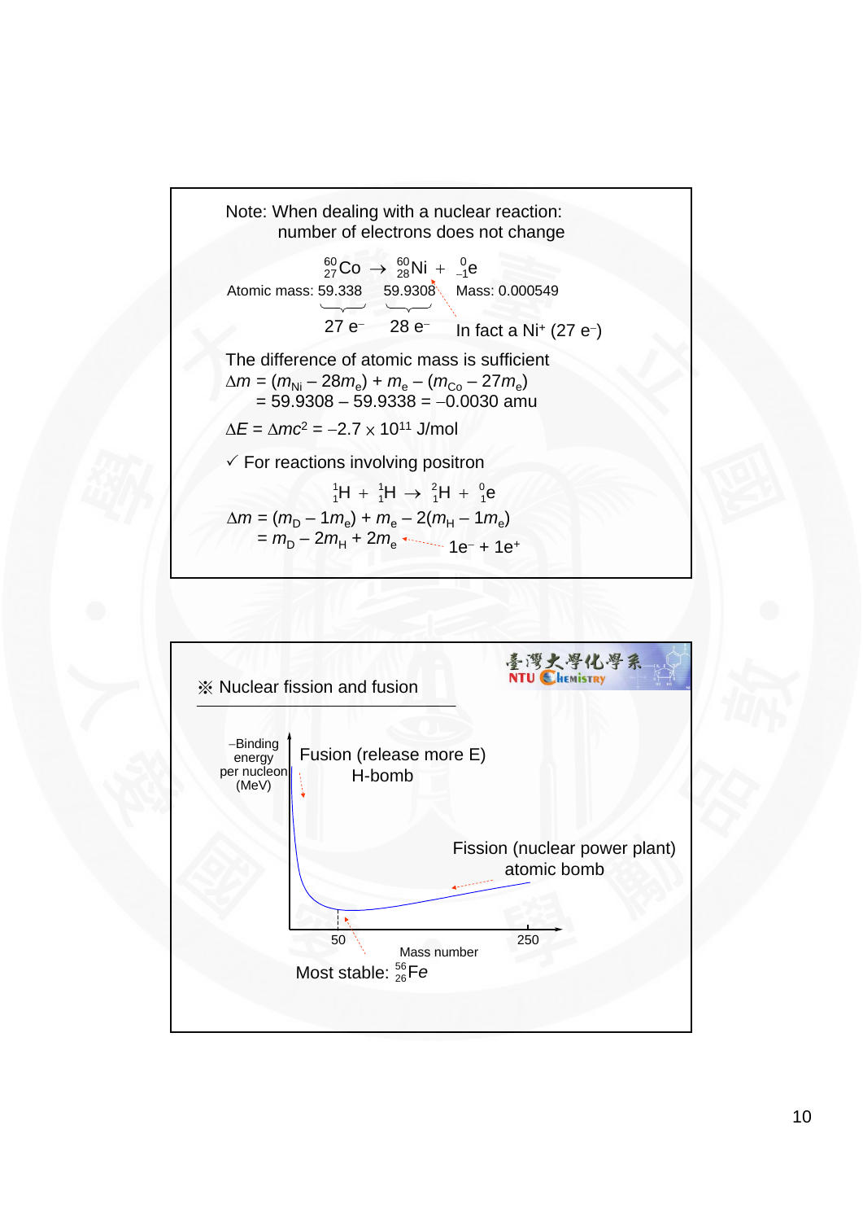Note: When dealing with a nuclear reaction: number of electrons does not change

$$^{60}_{27}Co \rightarrow ^{60}_{28}Ni + ^{0}_{-1}e$$

Atomic mass: 59.338 (27 e⁻) → 59.9308 (28 e⁻) + Mass: 0.000549

In fact a $Ni^{+}$ (27 $e^{-}$)

The difference of atomic mass is sufficient

$$\Delta m = (m_{Ni} - 28m_e) + m_e - (m_{Co} - 27m_e)$$
$$= 59.9308 - 59.9338 = -0.0030 \text{ amu}$$

$$\Delta E = \Delta mc^2 = -2.7 \times 10^{11} \text{ J/mol}$$

✓ For reactions involving positron

$$^{1}_{1}H + ^{1}_{1}H \rightarrow ^{2}_{1}H + ^{0}_{1}e$$

$$\Delta m = (m_D - 1m_e) + m_e - 2(m_H - 1m_e)$$
$$= m_D - 2m_H + 2m_e$$

$2m_e$: $1e^{-} + 1e^{+}$

※ Nuclear fission and fusion

–Binding energy per nucleon (MeV) vs. Mass number (50, 250)

- Fusion (release more E): H-bomb
- Fission (nuclear power plant): atomic bomb
- Most stable: $^{56}_{26}Fe$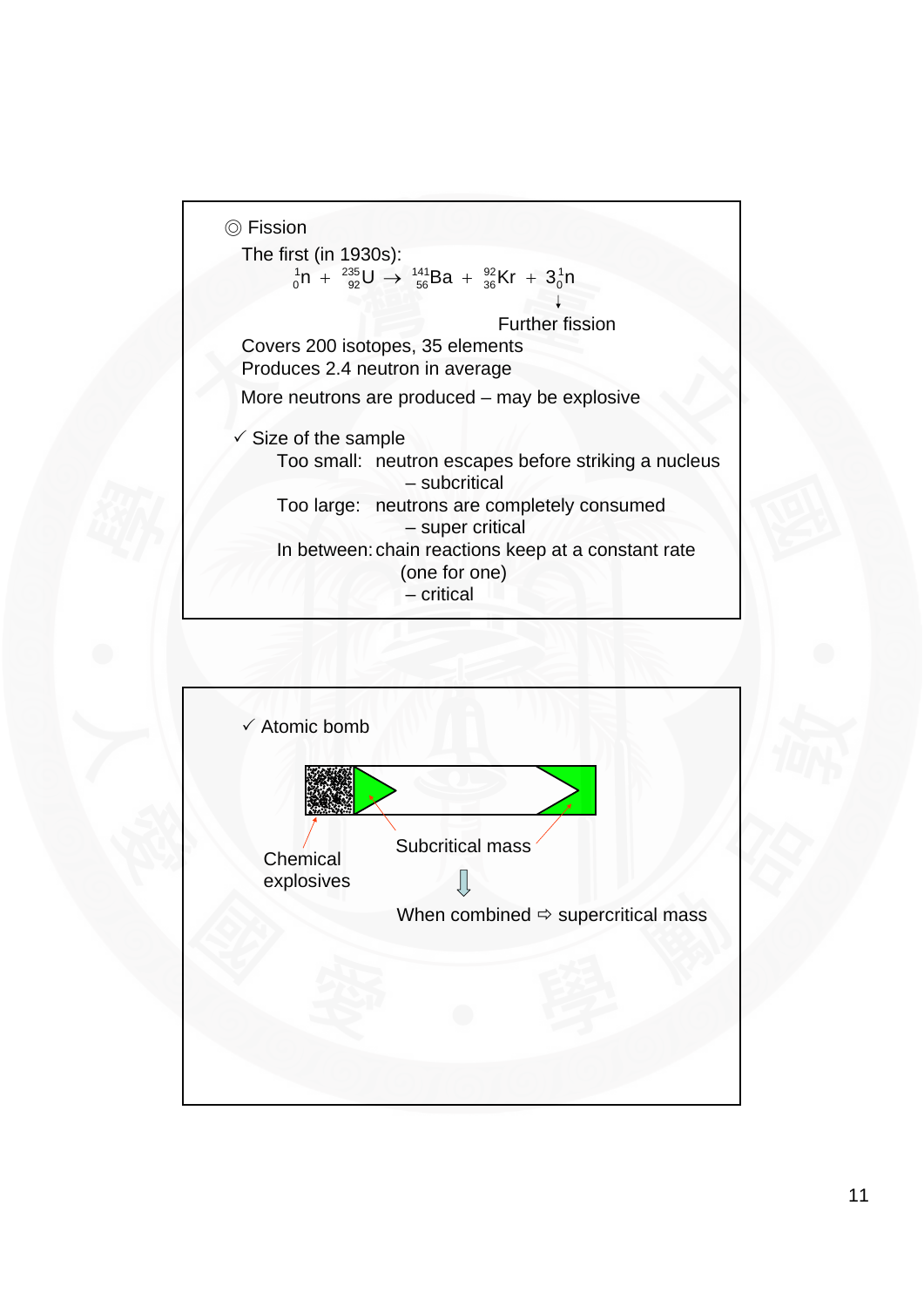◎ Fission

The first (in 1930s):

$$ {}^{1}_{0}n + {}^{235}_{92}U \rightarrow {}^{141}_{56}Ba + {}^{92}_{36}Kr + 3\,{}^{1}_{0}n $$

↓ Further fission

Covers 200 isotopes, 35 elements

Produces 2.4 neutron in average

More neutrons are produced – may be explosive

✓ Size of the sample

- Too small: neutron escapes before striking a nucleus – subcritical
- Too large: neutrons are completely consumed – super critical
- In between: chain reactions keep at a constant rate (one for one) – critical

✓ Atomic bomb

Chemical explosives

Subcritical mass

⇩

When combined ⇨ supercritical mass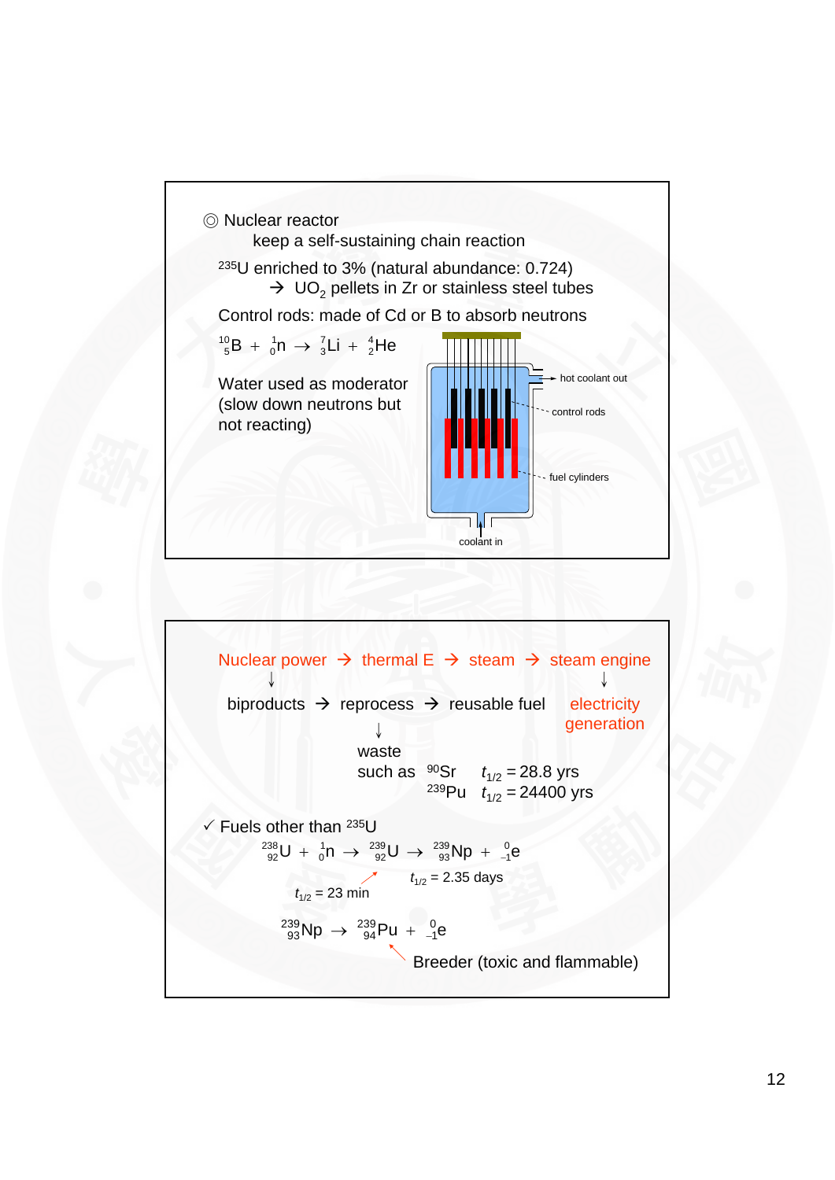◎ Nuclear reactor

keep a self-sustaining chain reaction

$^{235}U$ enriched to 3% (natural abundance: 0.724)

→ $UO_2$ pellets in Zr or stainless steel tubes

Control rods: made of Cd or B to absorb neutrons

$$^{10}_{5}B + ^{1}_{0}n \rightarrow ^{7}_{3}Li + ^{4}_{2}He$$

Water used as moderator (slow down neutrons but not reacting)

hot coolant out

control rods

fuel cylinders

coolant in

---

Nuclear power → thermal E → steam → steam engine

↓ (Nuclear power) biproducts → reprocess → reusable fuel

↓ (steam engine) electricity generation

↓ (reprocess) waste

such as $^{90}Sr$ $t_{1/2}$ = 28.8 yrs

$^{239}Pu$ $t_{1/2}$ = 24400 yrs

✓ Fuels other than $^{235}U$

$$^{238}_{92}U + ^{1}_{0}n \rightarrow ^{239}_{92}U \rightarrow ^{239}_{93}Np + ^{0}_{-1}e$$

$t_{1/2}$ = 23 min ($^{239}_{92}U$), $t_{1/2}$ = 2.35 days ($^{239}_{93}Np$)

$$^{239}_{93}Np \rightarrow ^{239}_{94}Pu + ^{0}_{-1}e$$

Breeder (toxic and flammable) ($^{239}_{94}Pu$)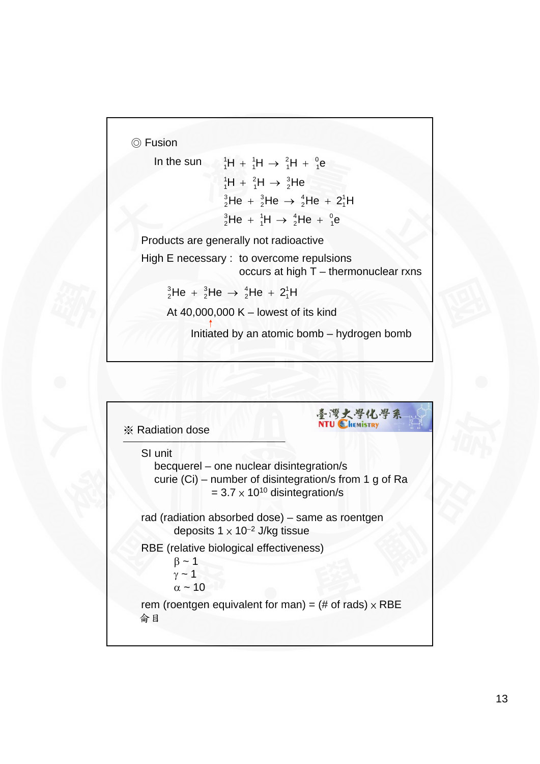◎ Fusion

In the sun
$$^1_1H + ^1_1H \rightarrow ^2_1H + ^0_1e$$
$$^1_1H + ^2_1H \rightarrow ^3_2He$$
$$^3_2He + ^3_2He \rightarrow ^4_2He + 2^1_1H$$
$$^3_2He + ^1_1H \rightarrow ^4_2He + ^0_1e$$

Products are generally not radioactive

High E necessary : to overcome repulsions
occurs at high T – thermonuclear rxns

$$^3_2He + ^3_2He \rightarrow ^4_2He + 2^1_1H$$

At 40,000,000 K – lowest of its kind

Initiated by an atomic bomb – hydrogen bomb

※ Radiation dose

SI unit
- becquerel – one nuclear disintegration/s
- curie (Ci) – number of disintegration/s from 1 g of Ra
  $= 3.7 \times 10^{10}$ disintegration/s

rad (radiation absorbed dose) – same as roentgen
deposits $1 \times 10^{-2}$ J/kg tissue

RBE (relative biological effectiveness)
- $\beta \sim 1$
- $\gamma \sim 1$
- $\alpha \sim 10$

rem (roentgen equivalent for man) = (# of rads) $\times$ RBE
侖目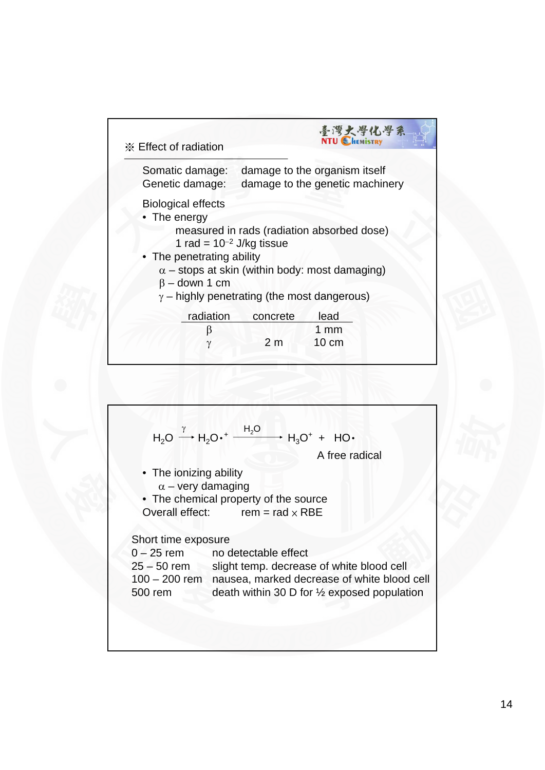## ※ Effect of radiation

Somatic damage: damage to the organism itself
Genetic damage: damage to the genetic machinery

Biological effects

- The energy
  measured in rads (radiation absorbed dose)
  1 rad = $10^{-2}$ J/kg tissue
- The penetrating ability
  $\alpha$ – stops at skin (within body: most damaging)
  $\beta$ – down 1 cm
  $\gamma$ – highly penetrating (the most dangerous)

| radiation | concrete | lead |
|---|---|---|
| $\beta$ | | 1 mm |
| $\gamma$ | 2 m | 10 cm |

$$H_2O \xrightarrow{\gamma} H_2O\cdot^{+} \xrightarrow{H_2O} H_3O^{+} + HO\cdot$$

A free radical

- The ionizing ability
  $\alpha$ – very damaging
- The chemical property of the source

Overall effect: rem = rad $\times$ RBE

Short time exposure

| | |
|---|---|
| 0 – 25 rem | no detectable effect |
| 25 – 50 rem | slight temp. decrease of white blood cell |
| 100 – 200 rem | nausea, marked decrease of white blood cell |
| 500 rem | death within 30 D for ½ exposed population |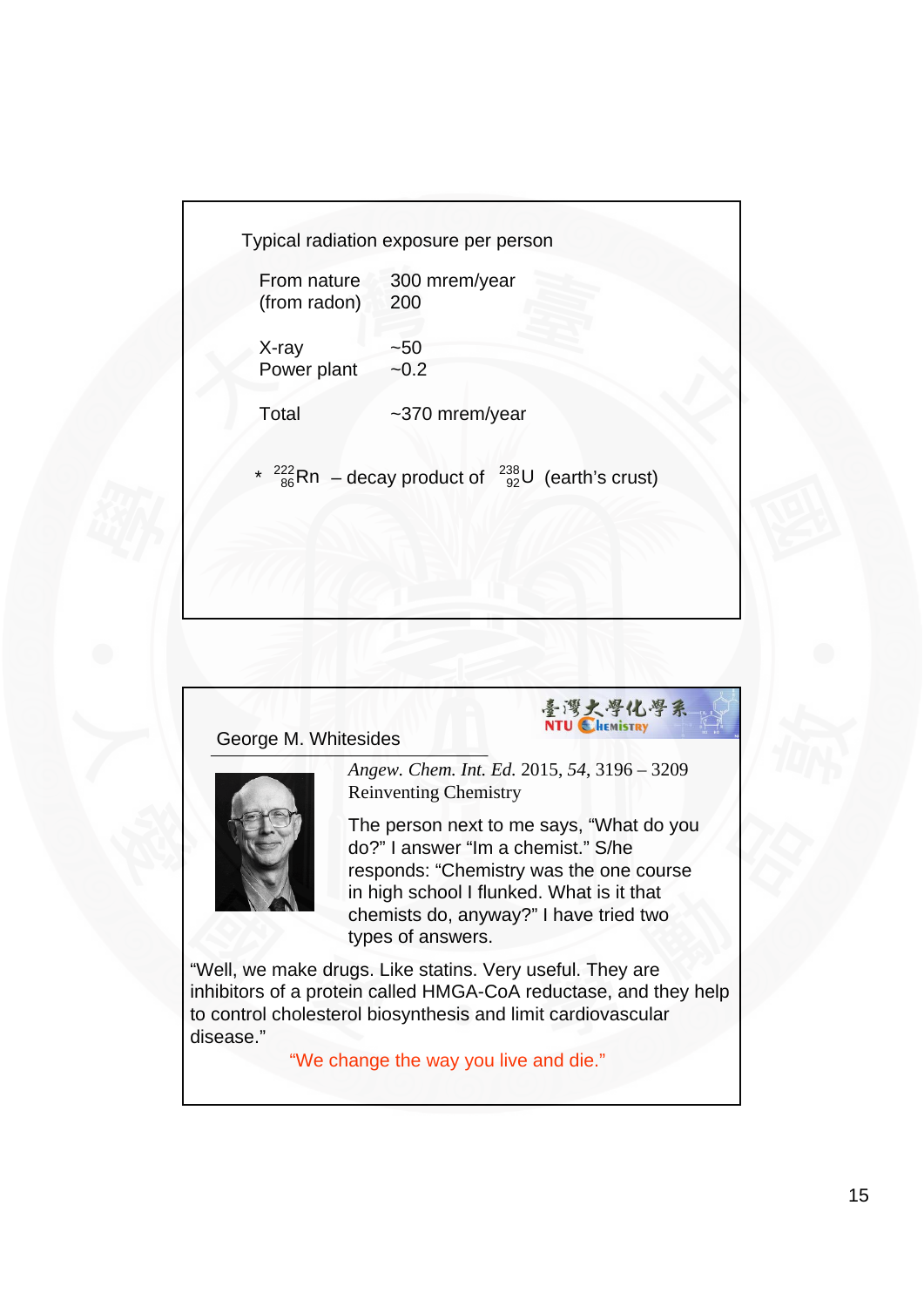Typical radiation exposure per person

| | |
|---|---|
| From nature | 300 mrem/year |
| (from radon) | 200 |
| X-ray | ~50 |
| Power plant | ~0.2 |
| Total | ~370 mrem/year |

* $^{222}_{86}Rn$ – decay product of $^{238}_{92}U$ (earth's crust)

---

George M. Whitesides

*Angew. Chem. Int. Ed.* 2015, *54*, 3196 – 3209
Reinventing Chemistry

The person next to me says, "What do you do?" I answer "Im a chemist." S/he responds: "Chemistry was the one course in high school I flunked. What is it that chemists do, anyway?" I have tried two types of answers.

"Well, we make drugs. Like statins. Very useful. They are inhibitors of a protein called HMGA-CoA reductase, and they help to control cholesterol biosynthesis and limit cardiovascular disease."

"We change the way you live and die."